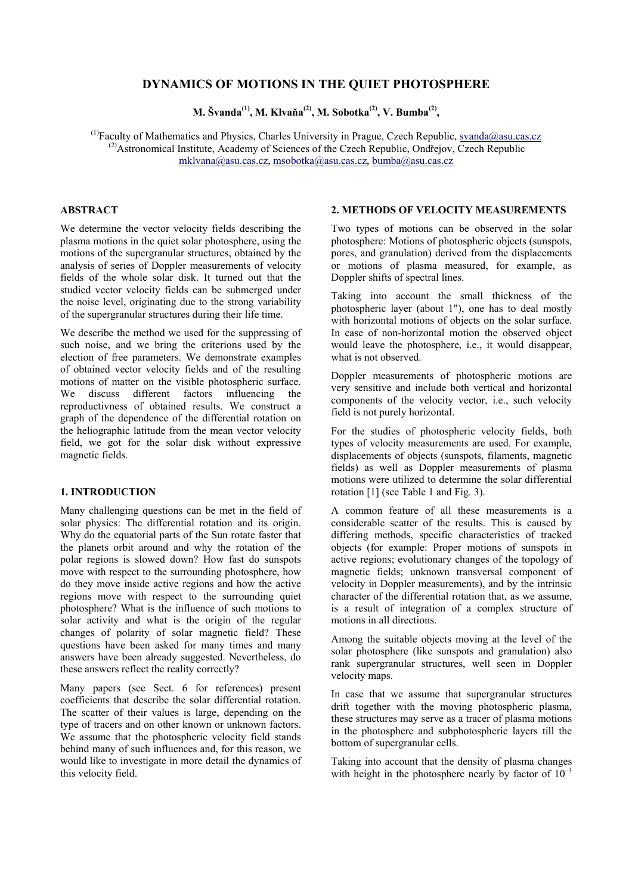# DYNAMICS OF MOTIONS IN THE QUIET PHOTOSPHERE

**M. Švanda[1], M. Klvaňa[2], M. Sobotka[2], V. Bumba[2],**

[1]Faculty of Mathematics and Physics, Charles University in Prague, Czech Republic, svanda@asu.cas.cz
[2]Astronomical Institute, Academy of Sciences of the Czech Republic, Ondřejov, Czech Republic
mklvana@asu.cas.cz, msobotka@asu.cas.cz, bumba@asu.cas.cz

## ABSTRACT

We determine the vector velocity fields describing the plasma motions in the quiet solar photosphere, using the motions of the supergranular structures, obtained by the analysis of series of Doppler measurements of velocity fields of the whole solar disk. It turned out that the studied vector velocity fields can be submerged under the noise level, originating due to the strong variability of the supergranular structures during their life time.

We describe the method we used for the suppressing of such noise, and we bring the criterions used by the election of free parameters. We demonstrate examples of obtained vector velocity fields and of the resulting motions of matter on the visible photospheric surface. We discuss different factors influencing the reproductivness of obtained results. We construct a graph of the dependence of the differential rotation on the heliographic latitude from the mean vector velocity field, we got for the solar disk without expressive magnetic fields.

## 1. INTRODUCTION

Many challenging questions can be met in the field of solar physics: The differential rotation and its origin. Why do the equatorial parts of the Sun rotate faster that the planets orbit around and why the rotation of the polar regions is slowed down? How fast do sunspots move with respect to the surrounding photosphere, how do they move inside active regions and how the active regions move with respect to the surrounding quiet photosphere? What is the influence of such motions to solar activity and what is the origin of the regular changes of polarity of solar magnetic field? These questions have been asked for many times and many answers have been already suggested. Nevertheless, do these answers reflect the reality correctly?

Many papers (see Sect. 6 for references) present coefficients that describe the solar differential rotation. The scatter of their values is large, depending on the type of tracers and on other known or unknown factors. We assume that the photospheric velocity field stands behind many of such influences and, for this reason, we would like to investigate in more detail the dynamics of this velocity field.

## 2. METHODS OF VELOCITY MEASUREMENTS

Two types of motions can be observed in the solar photosphere: Motions of photospheric objects (sunspots, pores, and granulation) derived from the displacements or motions of plasma measured, for example, as Doppler shifts of spectral lines.

Taking into account the small thickness of the photospheric layer (about 1"), one has to deal mostly with horizontal motions of objects on the solar surface. In case of non-horizontal motion the observed object would leave the photosphere, i.e., it would disappear, what is not observed.

Doppler measurements of photospheric motions are very sensitive and include both vertical and horizontal components of the velocity vector, i.e., such velocity field is not purely horizontal.

For the studies of photospheric velocity fields, both types of velocity measurements are used. For example, displacements of objects (sunspots, filaments, magnetic fields) as well as Doppler measurements of plasma motions were utilized to determine the solar differential rotation [1] (see Table 1 and Fig. 3).

A common feature of all these measurements is a considerable scatter of the results. This is caused by differing methods, specific characteristics of tracked objects (for example: Proper motions of sunspots in active regions; evolutionary changes of the topology of magnetic fields; unknown transversal component of velocity in Doppler measurements), and by the intrinsic character of the differential rotation that, as we assume, is a result of integration of a complex structure of motions in all directions.

Among the suitable objects moving at the level of the solar photosphere (like sunspots and granulation) also rank supergranular structures, well seen in Doppler velocity maps.

In case that we assume that supergranular structures drift together with the moving photospheric plasma, these structures may serve as a tracer of plasma motions in the photosphere and subphotospheric layers till the bottom of supergranular cells.

Taking into account that the density of plasma changes with height in the photosphere nearly by factor of $10^{-3}$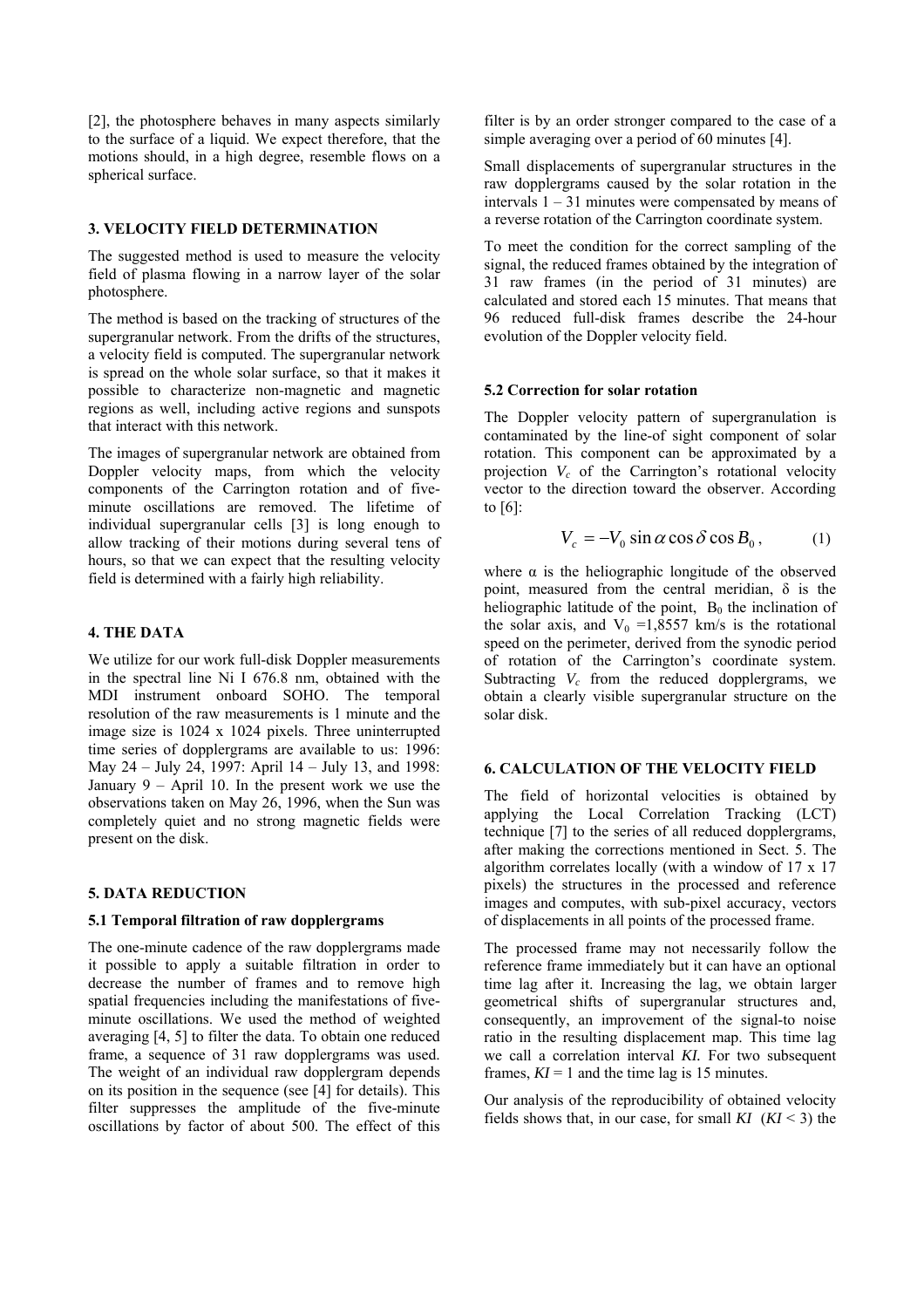[2], the photosphere behaves in many aspects similarly to the surface of a liquid. We expect therefore, that the motions should, in a high degree, resemble flows on a spherical surface.

## 3. VELOCITY FIELD DETERMINATION

The suggested method is used to measure the velocity field of plasma flowing in a narrow layer of the solar photosphere.

The method is based on the tracking of structures of the supergranular network. From the drifts of the structures, a velocity field is computed. The supergranular network is spread on the whole solar surface, so that it makes it possible to characterize non-magnetic and magnetic regions as well, including active regions and sunspots that interact with this network.

The images of supergranular network are obtained from Doppler velocity maps, from which the velocity components of the Carrington rotation and of five-minute oscillations are removed. The lifetime of individual supergranular cells [3] is long enough to allow tracking of their motions during several tens of hours, so that we can expect that the resulting velocity field is determined with a fairly high reliability.

## 4. THE DATA

We utilize for our work full-disk Doppler measurements in the spectral line Ni I 676.8 nm, obtained with the MDI instrument onboard SOHO. The temporal resolution of the raw measurements is 1 minute and the image size is 1024 x 1024 pixels. Three uninterrupted time series of dopplergrams are available to us: 1996: May 24 – July 24, 1997: April 14 – July 13, and 1998: January 9 – April 10. In the present work we use the observations taken on May 26, 1996, when the Sun was completely quiet and no strong magnetic fields were present on the disk.

## 5. DATA REDUCTION

### 5.1 Temporal filtration of raw dopplergrams

The one-minute cadence of the raw dopplergrams made it possible to apply a suitable filtration in order to decrease the number of frames and to remove high spatial frequencies including the manifestations of five-minute oscillations. We used the method of weighted averaging [4, 5] to filter the data. To obtain one reduced frame, a sequence of 31 raw dopplergrams was used. The weight of an individual raw dopplergram depends on its position in the sequence (see [4] for details). This filter suppresses the amplitude of the five-minute oscillations by factor of about 500. The effect of this filter is by an order stronger compared to the case of a simple averaging over a period of 60 minutes [4].

Small displacements of supergranular structures in the raw dopplergrams caused by the solar rotation in the intervals 1 – 31 minutes were compensated by means of a reverse rotation of the Carrington coordinate system.

To meet the condition for the correct sampling of the signal, the reduced frames obtained by the integration of 31 raw frames (in the period of 31 minutes) are calculated and stored each 15 minutes. That means that 96 reduced full-disk frames describe the 24-hour evolution of the Doppler velocity field.

### 5.2 Correction for solar rotation

The Doppler velocity pattern of supergranulation is contaminated by the line-of sight component of solar rotation. This component can be approximated by a projection $V_c$ of the Carrington's rotational velocity vector to the direction toward the observer. According to [6]:

$$V_c = -V_0 \sin\alpha \cos\delta \cos B_0\,, \qquad (1)$$

where α is the heliographic longitude of the observed point, measured from the central meridian, δ is the heliographic latitude of the point, $B_0$ the inclination of the solar axis, and $V_0$ =1,8557 km/s is the rotational speed on the perimeter, derived from the synodic period of rotation of the Carrington's coordinate system. Subtracting $V_c$ from the reduced dopplergrams, we obtain a clearly visible supergranular structure on the solar disk.

## 6. CALCULATION OF THE VELOCITY FIELD

The field of horizontal velocities is obtained by applying the Local Correlation Tracking (LCT) technique [7] to the series of all reduced dopplergrams, after making the corrections mentioned in Sect. 5. The algorithm correlates locally (with a window of 17 x 17 pixels) the structures in the processed and reference images and computes, with sub-pixel accuracy, vectors of displacements in all points of the processed frame.

The processed frame may not necessarily follow the reference frame immediately but it can have an optional time lag after it. Increasing the lag, we obtain larger geometrical shifts of supergranular structures and, consequently, an improvement of the signal-to noise ratio in the resulting displacement map. This time lag we call a correlation interval *KI.* For two subsequent frames, *KI* = 1 and the time lag is 15 minutes.

Our analysis of the reproducibility of obtained velocity fields shows that, in our case, for small *KI* (*KI* < 3) the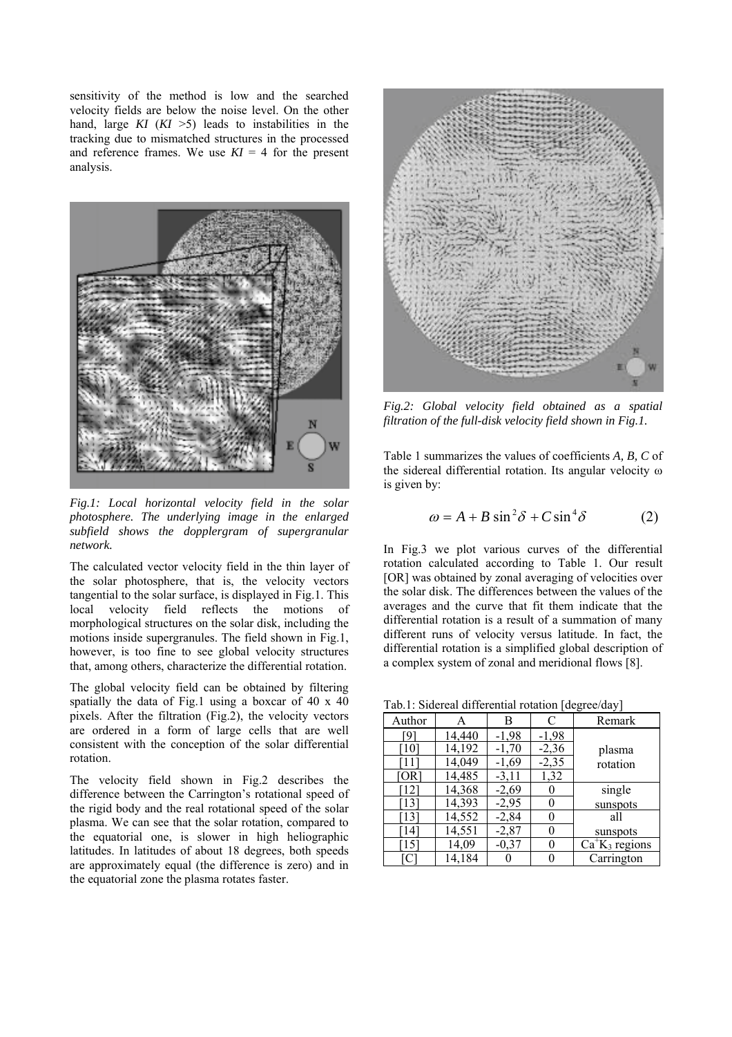sensitivity of the method is low and the searched velocity fields are below the noise level. On the other hand, large *KI* (*KI* >5) leads to instabilities in the tracking due to mismatched structures in the processed and reference frames. We use *KI* = 4 for the present analysis.

*Fig.1: Local horizontal velocity field in the solar photosphere. The underlying image in the enlarged subfield shows the dopplergram of supergranular network.*

The calculated vector velocity field in the thin layer of the solar photosphere, that is, the velocity vectors tangential to the solar surface, is displayed in Fig.1. This local velocity field reflects the motions of morphological structures on the solar disk, including the motions inside supergranules. The field shown in Fig.1, however, is too fine to see global velocity structures that, among others, characterize the differential rotation.

The global velocity field can be obtained by filtering spatially the data of Fig.1 using a boxcar of 40 x 40 pixels. After the filtration (Fig.2), the velocity vectors are ordered in a form of large cells that are well consistent with the conception of the solar differential rotation.

The velocity field shown in Fig.2 describes the difference between the Carrington's rotational speed of the rigid body and the real rotational speed of the solar plasma. We can see that the solar rotation, compared to the equatorial one, is slower in high heliographic latitudes. In latitudes of about 18 degrees, both speeds are approximately equal (the difference is zero) and in the equatorial zone the plasma rotates faster.

*Fig.2: Global velocity field obtained as a spatial filtration of the full-disk velocity field shown in Fig.1.*

Table 1 summarizes the values of coefficients *A, B, C* of the sidereal differential rotation. Its angular velocity ω is given by:

$$\omega = A + B\sin^2\delta + C\sin^4\delta \qquad (2)$$

In Fig.3 we plot various curves of the differential rotation calculated according to Table 1. Our result [OR] was obtained by zonal averaging of velocities over the solar disk. The differences between the values of the averages and the curve that fit them indicate that the differential rotation is a result of a summation of many different runs of velocity versus latitude. In fact, the differential rotation is a simplified global description of a complex system of zonal and meridional flows [8].

Tab.1: Sidereal differential rotation [degree/day]

| Author | A | B | C | Remark |
|---|---|---|---|---|
| [9] | 14,440 | -1,98 | -1,98 | plasma rotation |
| [10] | 14,192 | -1,70 | -2,36 | |
| [11] | 14,049 | -1,69 | -2,35 | |
| [OR] | 14,485 | -3,11 | 1,32 | |
| [12] | 14,368 | -2,69 | 0 | single sunspots |
| [13] | 14,393 | -2,95 | 0 | |
| [13] | 14,552 | -2,84 | 0 | all sunspots |
| [14] | 14,551 | -2,87 | 0 | |
| [15] | 14,09 | -0,37 | 0 | $Ca^{+}K_3$ regions |
| [C] | 14,184 | 0 | 0 | Carrington |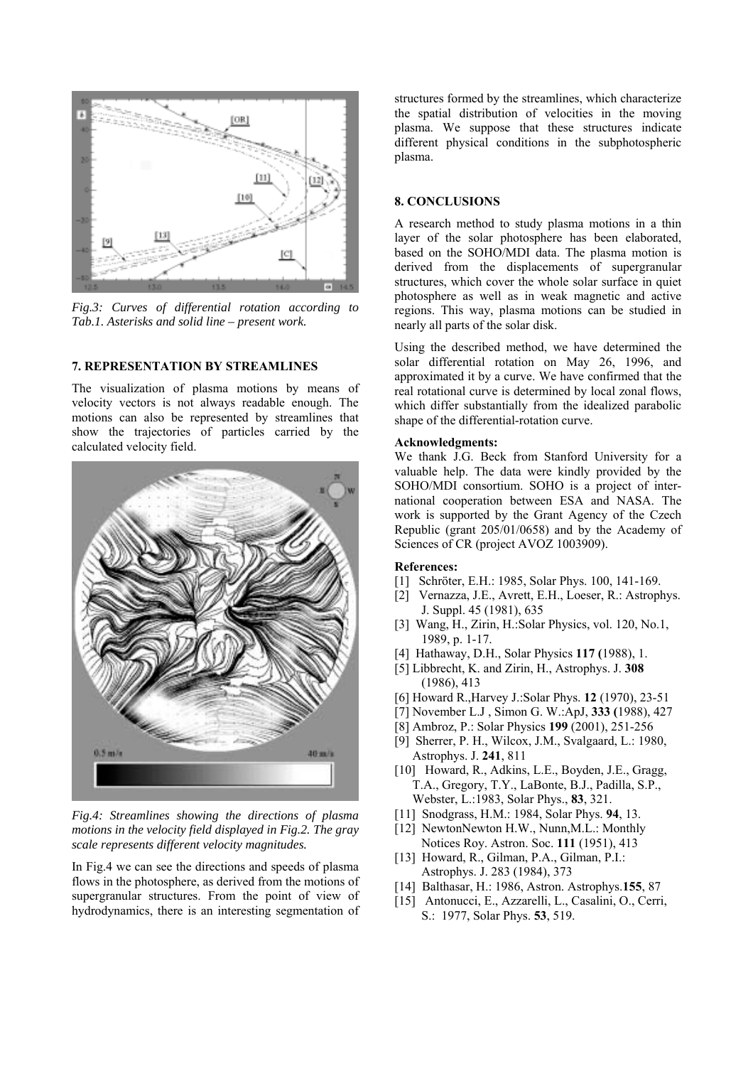[OR]
[11]
[12]
[10]
[13]
[9]
[C]
12.5 13.0 13.5 14.0 14.5

*Fig.3: Curves of differential rotation according to Tab.1. Asterisks and solid line – present work.*

### 7. REPRESENTATION BY STREAMLINES

The visualization of plasma motions by means of velocity vectors is not always readable enough. The motions can also be represented by streamlines that show the trajectories of particles carried by the calculated velocity field.

N
E
W
S
0.5 m/s
40 m/s

*Fig.4: Streamlines showing the directions of plasma motions in the velocity field displayed in Fig.2. The gray scale represents different velocity magnitudes.*

In Fig.4 we can see the directions and speeds of plasma flows in the photosphere, as derived from the motions of supergranular structures. From the point of view of hydrodynamics, there is an interesting segmentation of structures formed by the streamlines, which characterize the spatial distribution of velocities in the moving plasma. We suppose that these structures indicate different physical conditions in the subphotospheric plasma.

### 8. CONCLUSIONS

A research method to study plasma motions in a thin layer of the solar photosphere has been elaborated, based on the SOHO/MDI data. The plasma motion is derived from the displacements of supergranular structures, which cover the whole solar surface in quiet photosphere as well as in weak magnetic and active regions. This way, plasma motions can be studied in nearly all parts of the solar disk.

Using the described method, we have determined the solar differential rotation on May 26, 1996, and approximated it by a curve. We have confirmed that the real rotational curve is determined by local zonal flows, which differ substantially from the idealized parabolic shape of the differential-rotation curve.

**Acknowledgments:**
We thank J.G. Beck from Stanford University for a valuable help. The data were kindly provided by the SOHO/MDI consortium. SOHO is a project of international cooperation between ESA and NASA. The work is supported by the Grant Agency of the Czech Republic (grant 205/01/0658) and by the Academy of Sciences of CR (project AVOZ 1003909).

**References:**

[1] Schröter, E.H.: 1985, Solar Phys. 100, 141-169.
[2] Vernazza, J.E., Avrett, E.H., Loeser, R.: Astrophys. J. Suppl. 45 (1981), 635
[3] Wang, H., Zirin, H.:Solar Physics, vol. 120, No.1, 1989, p. 1-17.
[4] Hathaway, D.H., Solar Physics **117 (**1988), 1.
[5] Libbrecht, K. and Zirin, H., Astrophys. J. **308** (1986), 413
[6] Howard R.,Harvey J.:Solar Phys. **12** (1970), 23-51
[7] November L.J , Simon G. W.:ApJ, **333 (**1988), 427
[8] Ambroz, P.: Solar Physics **199** (2001), 251-256
[9] Sherrer, P. H., Wilcox, J.M., Svalgaard, L.: 1980, Astrophys. J. **241**, 811
[10] Howard, R., Adkins, L.E., Boyden, J.E., Gragg, T.A., Gregory, T.Y., LaBonte, B.J., Padilla, S.P., Webster, L.:1983, Solar Phys., **83**, 321.
[11] Snodgrass, H.M.: 1984, Solar Phys. **94**, 13.
[12] NewtonNewton H.W., Nunn,M.L.: Monthly Notices Roy. Astron. Soc. **111** (1951), 413
[13] Howard, R., Gilman, P.A., Gilman, P.I.: Astrophys. J. 283 (1984), 373
[14] Balthasar, H.: 1986, Astron. Astrophys.**155**, 87
[15] Antonucci, E., Azzarelli, L., Casalini, O., Cerri, S.: 1977, Solar Phys. **53**, 519.